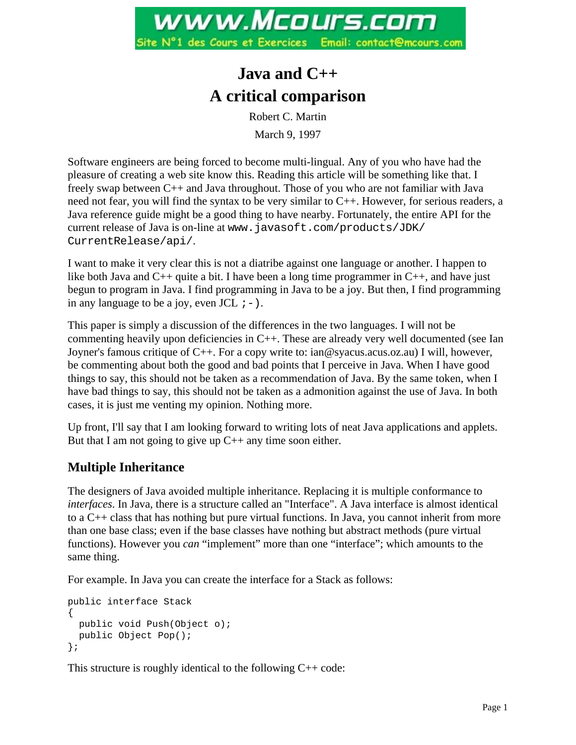# Java and C++
# A critical comparison

Robert C. Martin

March 9, 1997

Software engineers are being forced to become multi-lingual. Any of you who have had the pleasure of creating a web site know this. Reading this article will be something like that. I freely swap between C++ and Java throughout. Those of you who are not familiar with Java need not fear, you will find the syntax to be very similar to C++. However, for serious readers, a Java reference guide might be a good thing to have nearby. Fortunately, the entire API for the current release of Java is on-line at `www.javasoft.com/products/JDK/CurrentRelease/api/`.

I want to make it very clear this is not a diatribe against one language or another. I happen to like both Java and C++ quite a bit. I have been a long time programmer in C++, and have just begun to program in Java. I find programming in Java to be a joy. But then, I find programming in any language to be a joy, even JCL `;-)`.

This paper is simply a discussion of the differences in the two languages. I will not be commenting heavily upon deficiencies in C++. These are already very well documented (see Ian Joyner's famous critique of C++. For a copy write to: ian@syacus.acus.oz.au) I will, however, be commenting about both the good and bad points that I perceive in Java. When I have good things to say, this should not be taken as a recommendation of Java. By the same token, when I have bad things to say, this should not be taken as a admonition against the use of Java. In both cases, it is just me venting my opinion. Nothing more.

Up front, I'll say that I am looking forward to writing lots of neat Java applications and applets. But that I am not going to give up C++ any time soon either.

## Multiple Inheritance

The designers of Java avoided multiple inheritance. Replacing it is multiple conformance to *interfaces*. In Java, there is a structure called an "Interface". A Java interface is almost identical to a C++ class that has nothing but pure virtual functions. In Java, you cannot inherit from more than one base class; even if the base classes have nothing but abstract methods (pure virtual functions). However you *can* "implement" more than one "interface"; which amounts to the same thing.

For example. In Java you can create the interface for a Stack as follows:

```
public interface Stack
{
  public void Push(Object o);
  public Object Pop();
};
```

This structure is roughly identical to the following C++ code: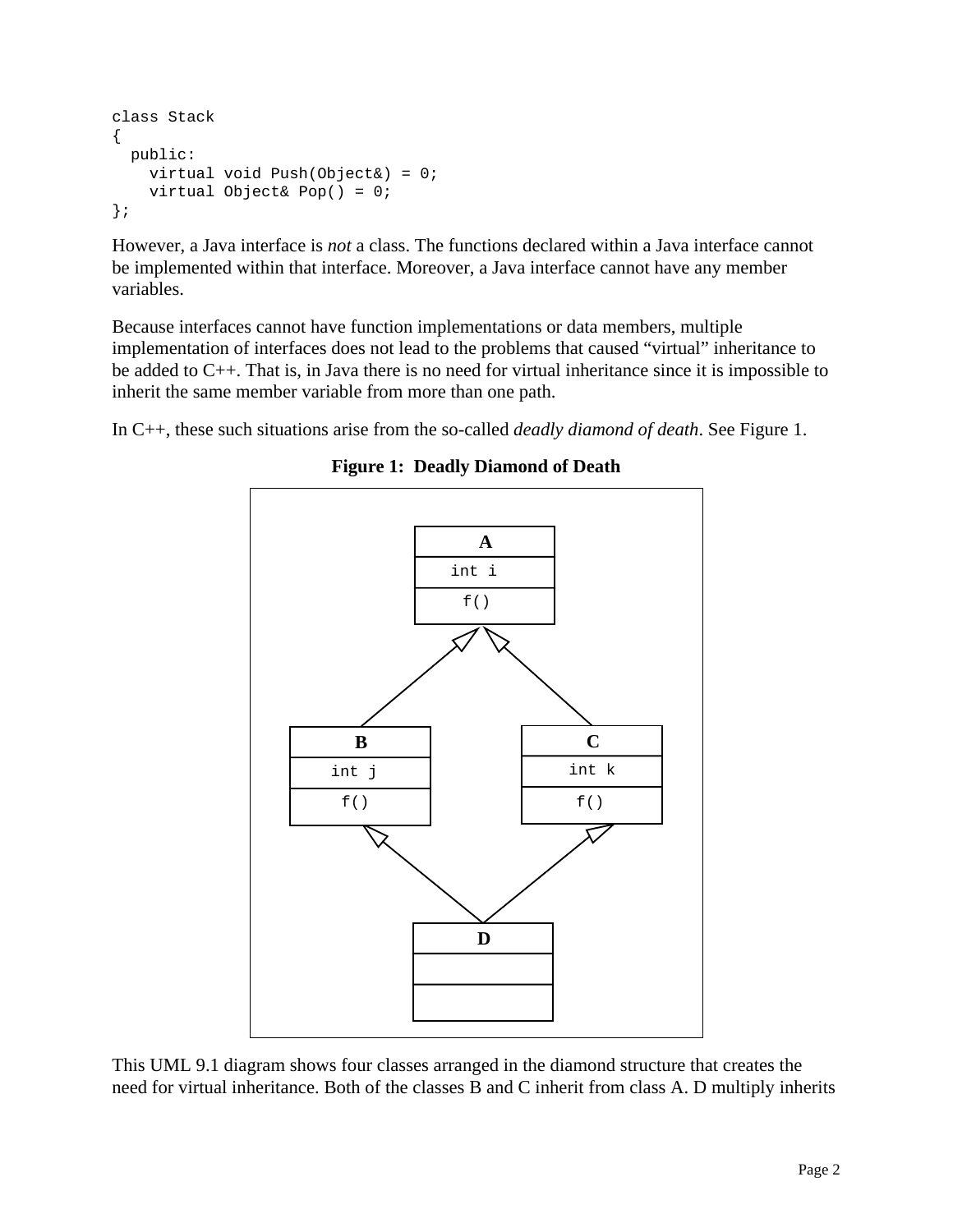```
class Stack
{
  public:
    virtual void Push(Object&) = 0;
    virtual Object& Pop() = 0;
};
```

However, a Java interface is *not* a class. The functions declared within a Java interface cannot be implemented within that interface. Moreover, a Java interface cannot have any member variables.

Because interfaces cannot have function implementations or data members, multiple implementation of interfaces does not lead to the problems that caused "virtual" inheritance to be added to C++. That is, in Java there is no need for virtual inheritance since it is impossible to inherit the same member variable from more than one path.

In C++, these such situations arise from the so-called *deadly diamond of death*. See Figure 1.

**Figure 1: Deadly Diamond of Death**

A
int i
f()

B
int j
f()

C
int k
f()

D

This UML 9.1 diagram shows four classes arranged in the diamond structure that creates the need for virtual inheritance. Both of the classes B and C inherit from class A. D multiply inherits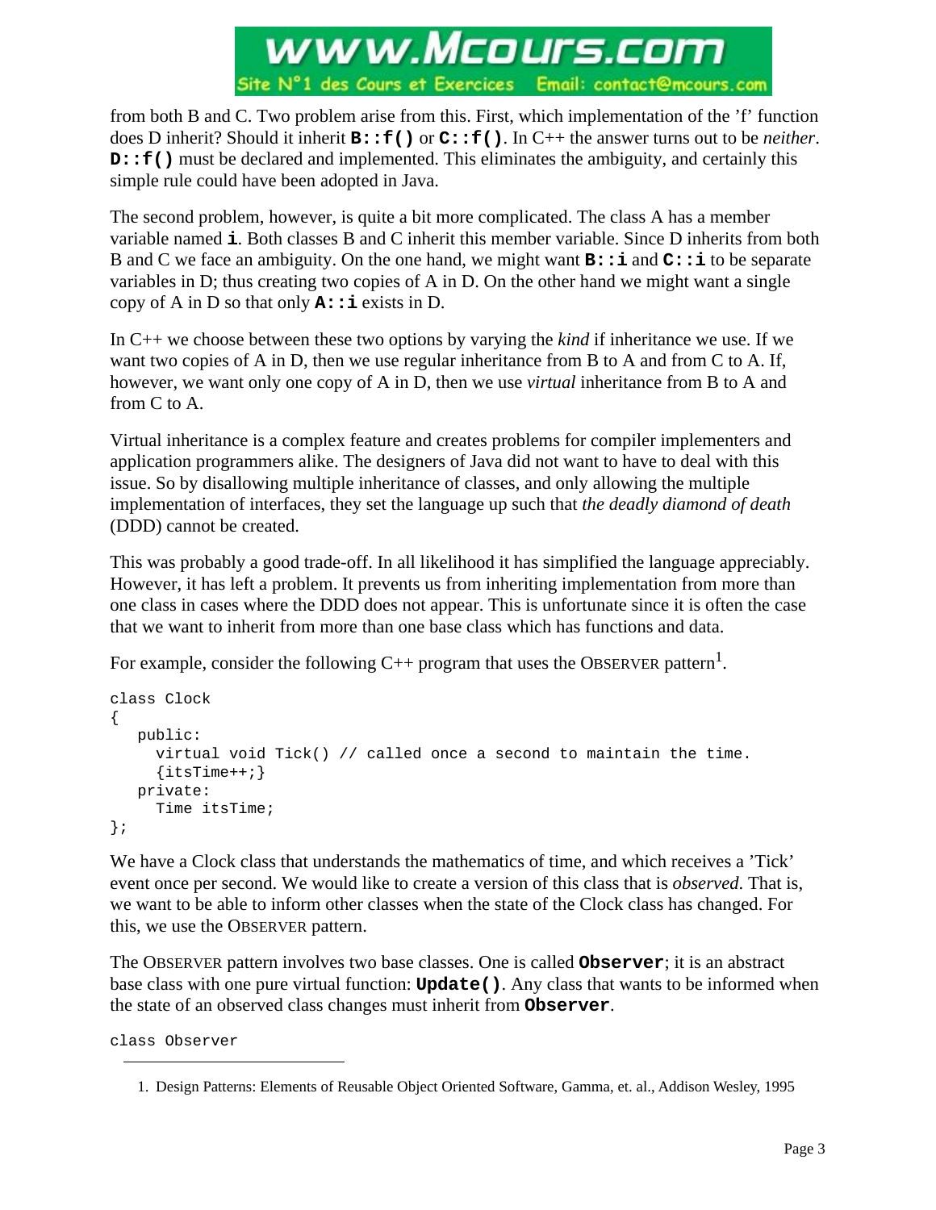from both B and C. Two problem arise from this. First, which implementation of the 'f' function does D inherit? Should it inherit **B::f()** or **C::f()**. In C++ the answer turns out to be *neither*. **D::f()** must be declared and implemented. This eliminates the ambiguity, and certainly this simple rule could have been adopted in Java.

The second problem, however, is quite a bit more complicated. The class A has a member variable named **i**. Both classes B and C inherit this member variable. Since D inherits from both B and C we face an ambiguity. On the one hand, we might want **B::i** and **C::i** to be separate variables in D; thus creating two copies of A in D. On the other hand we might want a single copy of A in D so that only **A::i** exists in D.

In C++ we choose between these two options by varying the *kind* if inheritance we use. If we want two copies of A in D, then we use regular inheritance from B to A and from C to A. If, however, we want only one copy of A in D, then we use *virtual* inheritance from B to A and from C to A.

Virtual inheritance is a complex feature and creates problems for compiler implementers and application programmers alike. The designers of Java did not want to have to deal with this issue. So by disallowing multiple inheritance of classes, and only allowing the multiple implementation of interfaces, they set the language up such that *the deadly diamond of death* (DDD) cannot be created.

This was probably a good trade-off. In all likelihood it has simplified the language appreciably. However, it has left a problem. It prevents us from inheriting implementation from more than one class in cases where the DDD does not appear. This is unfortunate since it is often the case that we want to inherit from more than one base class which has functions and data.

For example, consider the following C++ program that uses the OBSERVER pattern[1].

```
class Clock
{
   public:
     virtual void Tick() // called once a second to maintain the time.
     {itsTime++;}
   private:
     Time itsTime;
};
```

We have a Clock class that understands the mathematics of time, and which receives a 'Tick' event once per second. We would like to create a version of this class that is *observed*. That is, we want to be able to inform other classes when the state of the Clock class has changed. For this, we use the OBSERVER pattern.

The OBSERVER pattern involves two base classes. One is called **Observer**; it is an abstract base class with one pure virtual function: **Update()**. Any class that wants to be informed when the state of an observed class changes must inherit from **Observer**.

```
class Observer
```

1. Design Patterns: Elements of Reusable Object Oriented Software, Gamma, et. al., Addison Wesley, 1995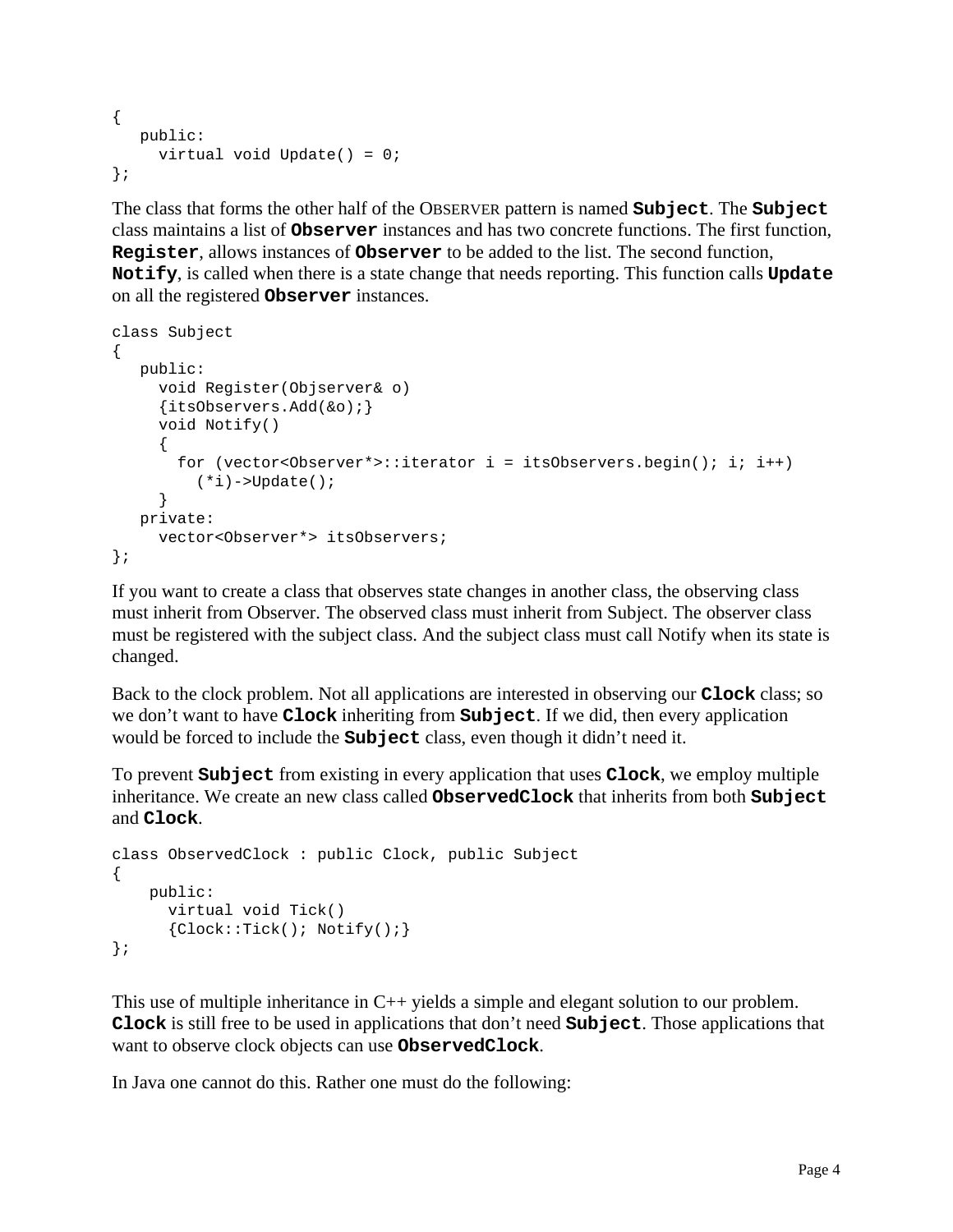```
{
   public:
     virtual void Update() = 0;
};
```

The class that forms the other half of the OBSERVER pattern is named **`Subject`**. The **`Subject`** class maintains a list of **`Observer`** instances and has two concrete functions. The first function, **`Register`**, allows instances of **`Observer`** to be added to the list. The second function, **`Notify`**, is called when there is a state change that needs reporting. This function calls **`Update`** on all the registered **`Observer`** instances.

```
class Subject
{
   public:
     void Register(Objserver& o)
     {itsObservers.Add(&o);}
     void Notify()
     {
       for (vector<Observer*>::iterator i = itsObservers.begin(); i; i++)
         (*i)->Update();
     }
   private:
     vector<Observer*> itsObservers;
};
```

If you want to create a class that observes state changes in another class, the observing class must inherit from Observer. The observed class must inherit from Subject. The observer class must be registered with the subject class. And the subject class must call Notify when its state is changed.

Back to the clock problem. Not all applications are interested in observing our **`Clock`** class; so we don't want to have **`Clock`** inheriting from **`Subject`**. If we did, then every application would be forced to include the **`Subject`** class, even though it didn't need it.

To prevent **`Subject`** from existing in every application that uses **`Clock`**, we employ multiple inheritance. We create an new class called **`ObservedClock`** that inherits from both **`Subject`** and **`Clock`**.

```
class ObservedClock : public Clock, public Subject
{
    public:
      virtual void Tick()
      {Clock::Tick(); Notify();}
};
```

This use of multiple inheritance in C++ yields a simple and elegant solution to our problem. **`Clock`** is still free to be used in applications that don't need **`Subject`**. Those applications that want to observe clock objects can use **`ObservedClock`**.

In Java one cannot do this. Rather one must do the following: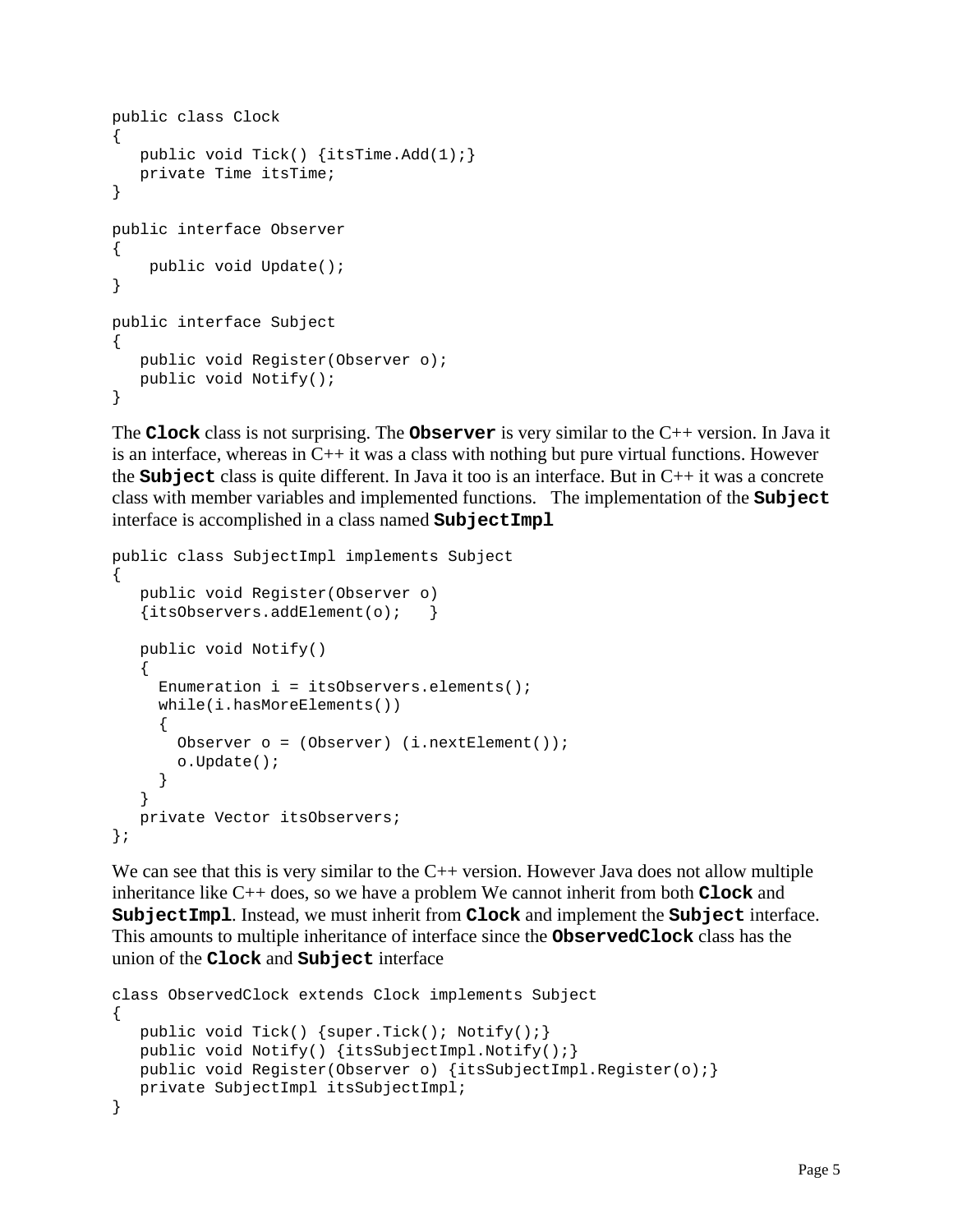```java
public class Clock
{
   public void Tick() {itsTime.Add(1);}
   private Time itsTime;
}

public interface Observer
{
    public void Update();
}

public interface Subject
{
   public void Register(Observer o);
   public void Notify();
}
```

The **Clock** class is not surprising. The **Observer** is very similar to the C++ version. In Java it is an interface, whereas in C++ it was a class with nothing but pure virtual functions. However the **Subject** class is quite different. In Java it too is an interface. But in C++ it was a concrete class with member variables and implemented functions.   The implementation of the **Subject** interface is accomplished in a class named **SubjectImpl**

```java
public class SubjectImpl implements Subject
{
   public void Register(Observer o)
   {itsObservers.addElement(o);   }

   public void Notify()
   {
     Enumeration i = itsObservers.elements();
     while(i.hasMoreElements())
     {
       Observer o = (Observer) (i.nextElement());
       o.Update();
     }
   }
   private Vector itsObservers;
};
```

We can see that this is very similar to the C++ version. However Java does not allow multiple inheritance like C++ does, so we have a problem We cannot inherit from both **Clock** and **SubjectImpl**. Instead, we must inherit from **Clock** and implement the **Subject** interface. This amounts to multiple inheritance of interface since the **ObservedClock** class has the union of the **Clock** and **Subject** interface

```java
class ObservedClock extends Clock implements Subject
{
   public void Tick() {super.Tick(); Notify();}
   public void Notify() {itsSubjectImpl.Notify();}
   public void Register(Observer o) {itsSubjectImpl.Register(o);}
   private SubjectImpl itsSubjectImpl;
}
```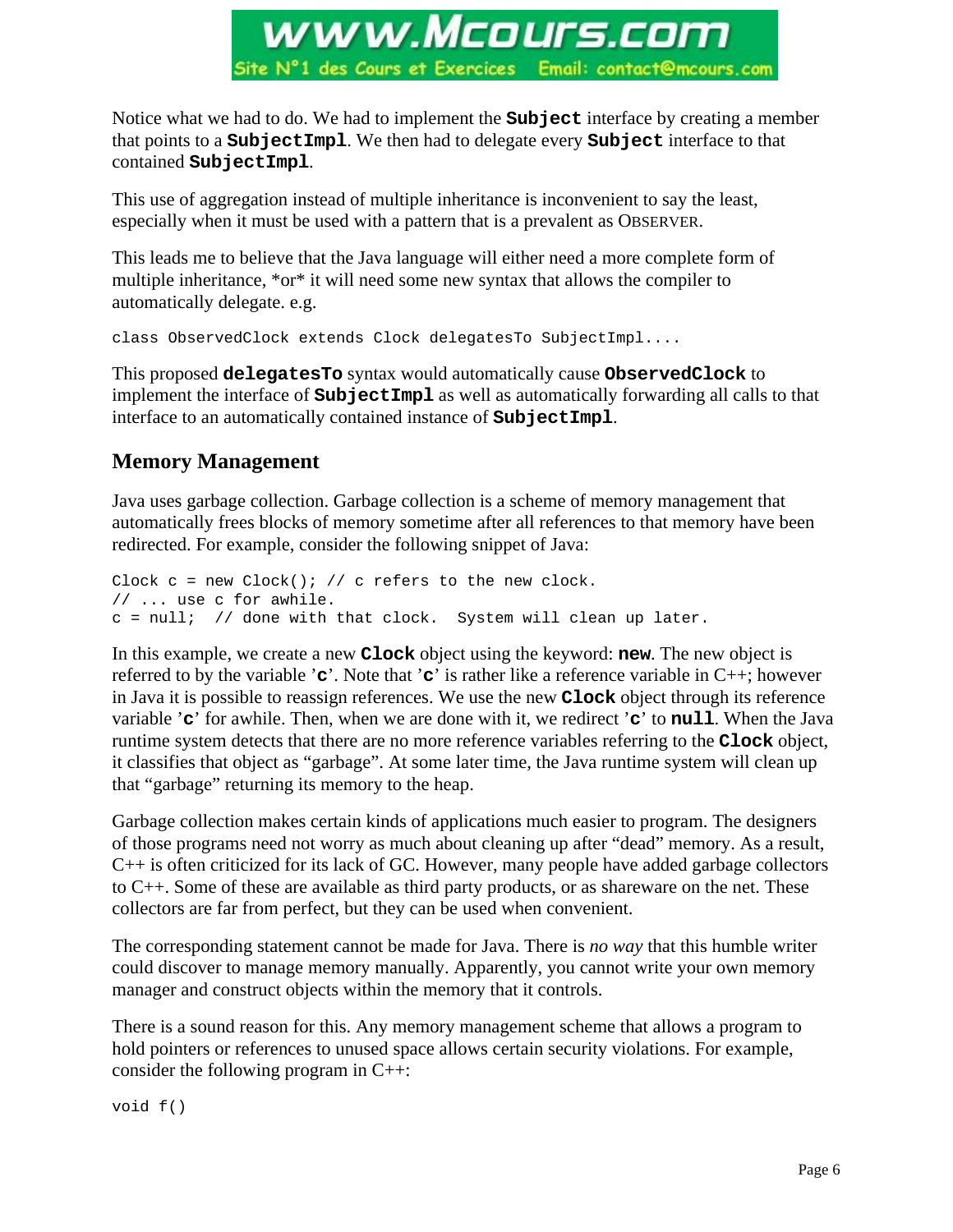Notice what we had to do. We had to implement the **`Subject`** interface by creating a member that points to a **`SubjectImpl`**. We then had to delegate every **`Subject`** interface to that contained **`SubjectImpl`**.

This use of aggregation instead of multiple inheritance is inconvenient to say the least, especially when it must be used with a pattern that is a prevalent as OBSERVER.

This leads me to believe that the Java language will either need a more complete form of multiple inheritance, *or* it will need some new syntax that allows the compiler to automatically delegate. e.g.

```
class ObservedClock extends Clock delegatesTo SubjectImpl....
```

This proposed **`delegatesTo`** syntax would automatically cause **`ObservedClock`** to implement the interface of **`SubjectImpl`** as well as automatically forwarding all calls to that interface to an automatically contained instance of **`SubjectImpl`**.

## Memory Management

Java uses garbage collection. Garbage collection is a scheme of memory management that automatically frees blocks of memory sometime after all references to that memory have been redirected. For example, consider the following snippet of Java:

```
Clock c = new Clock(); // c refers to the new clock.
// ... use c for awhile.
c = null;  // done with that clock.  System will clean up later.
```

In this example, we create a new **`Clock`** object using the keyword: **`new`**. The new object is referred to by the variable '**`c`**'. Note that '**`c`**' is rather like a reference variable in C++; however in Java it is possible to reassign references. We use the new **`Clock`** object through its reference variable '**`c`**' for awhile. Then, when we are done with it, we redirect '**`c`**' to **`null`**. When the Java runtime system detects that there are no more reference variables referring to the **`Clock`** object, it classifies that object as "garbage". At some later time, the Java runtime system will clean up that "garbage" returning its memory to the heap.

Garbage collection makes certain kinds of applications much easier to program. The designers of those programs need not worry as much about cleaning up after "dead" memory. As a result, C++ is often criticized for its lack of GC. However, many people have added garbage collectors to C++. Some of these are available as third party products, or as shareware on the net. These collectors are far from perfect, but they can be used when convenient.

The corresponding statement cannot be made for Java. There is *no way* that this humble writer could discover to manage memory manually. Apparently, you cannot write your own memory manager and construct objects within the memory that it controls.

There is a sound reason for this. Any memory management scheme that allows a program to hold pointers or references to unused space allows certain security violations. For example, consider the following program in C++:

```
void f()
```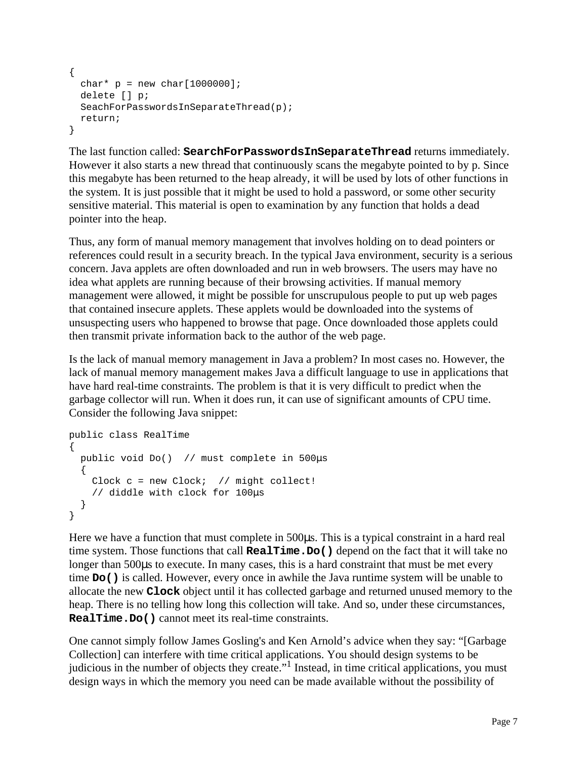```
{
  char* p = new char[1000000];
  delete [] p;
  SeachForPasswordsInSeparateThread(p);
  return;
}
```

The last function called: **SearchForPasswordsInSeparateThread** returns immediately. However it also starts a new thread that continuously scans the megabyte pointed to by p. Since this megabyte has been returned to the heap already, it will be used by lots of other functions in the system. It is just possible that it might be used to hold a password, or some other security sensitive material. This material is open to examination by any function that holds a dead pointer into the heap.

Thus, any form of manual memory management that involves holding on to dead pointers or references could result in a security breach. In the typical Java environment, security is a serious concern. Java applets are often downloaded and run in web browsers. The users may have no idea what applets are running because of their browsing activities. If manual memory management were allowed, it might be possible for unscrupulous people to put up web pages that contained insecure applets. These applets would be downloaded into the systems of unsuspecting users who happened to browse that page. Once downloaded those applets could then transmit private information back to the author of the web page.

Is the lack of manual memory management in Java a problem? In most cases no. However, the lack of manual memory management makes Java a difficult language to use in applications that have hard real-time constraints. The problem is that it is very difficult to predict when the garbage collector will run. When it does run, it can use of significant amounts of CPU time. Consider the following Java snippet:

```
public class RealTime
{
  public void Do()  // must complete in 500µs
  {
    Clock c = new Clock;  // might collect!
    // diddle with clock for 100µs
  }
}
```

Here we have a function that must complete in 500µs. This is a typical constraint in a hard real time system. Those functions that call **RealTime.Do()** depend on the fact that it will take no longer than 500µs to execute. In many cases, this is a hard constraint that must be met every time **Do()** is called. However, every once in awhile the Java runtime system will be unable to allocate the new **Clock** object until it has collected garbage and returned unused memory to the heap. There is no telling how long this collection will take. And so, under these circumstances, **RealTime.Do()** cannot meet its real-time constraints.

One cannot simply follow James Gosling's and Ken Arnold's advice when they say: "[Garbage Collection] can interfere with time critical applications. You should design systems to be judicious in the number of objects they create."[1] Instead, in time critical applications, you must design ways in which the memory you need can be made available without the possibility of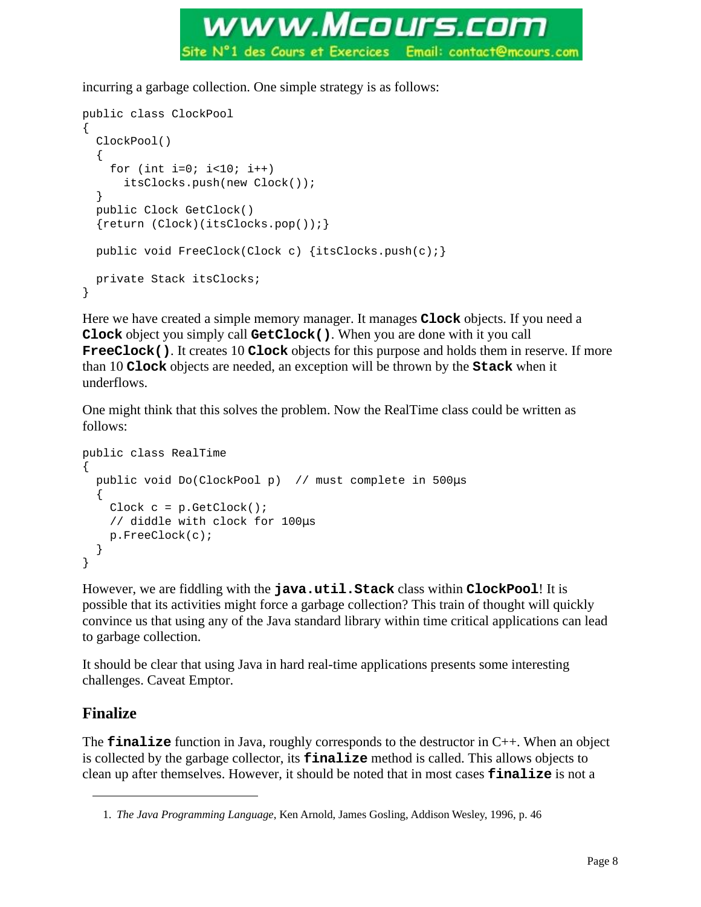incurring a garbage collection. One simple strategy is as follows:

```
public class ClockPool
{
  ClockPool()
  {
    for (int i=0; i<10; i++)
      itsClocks.push(new Clock());
  }
  public Clock GetClock()
  {return (Clock)(itsClocks.pop());}

  public void FreeClock(Clock c) {itsClocks.push(c);}

  private Stack itsClocks;
}
```

Here we have created a simple memory manager. It manages **Clock** objects. If you need a **Clock** object you simply call **GetClock()**. When you are done with it you call **FreeClock()**. It creates 10 **Clock** objects for this purpose and holds them in reserve. If more than 10 **Clock** objects are needed, an exception will be thrown by the **Stack** when it underflows.

One might think that this solves the problem. Now the RealTime class could be written as follows:

```
public class RealTime
{
  public void Do(ClockPool p)  // must complete in 500µs
  {
    Clock c = p.GetClock();
    // diddle with clock for 100µs
    p.FreeClock(c);
  }
}
```

However, we are fiddling with the **java.util.Stack** class within **ClockPool**! It is possible that its activities might force a garbage collection? This train of thought will quickly convince us that using any of the Java standard library within time critical applications can lead to garbage collection.

It should be clear that using Java in hard real-time applications presents some interesting challenges. Caveat Emptor.

## Finalize

The **finalize** function in Java, roughly corresponds to the destructor in C++. When an object is collected by the garbage collector, its **finalize** method is called. This allows objects to clean up after themselves. However, it should be noted that in most cases **finalize** is not a

---

1. *The Java Programming Language*, Ken Arnold, James Gosling, Addison Wesley, 1996, p. 46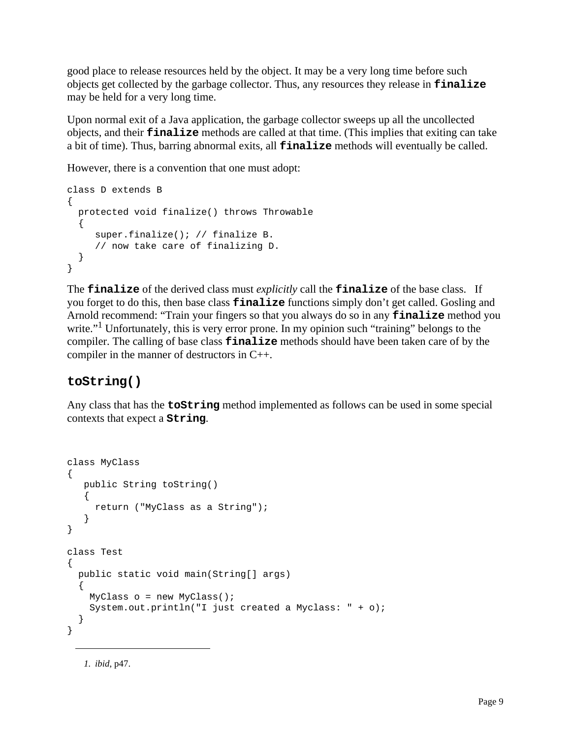good place to release resources held by the object. It may be a very long time before such objects get collected by the garbage collector. Thus, any resources they release in **finalize** may be held for a very long time.

Upon normal exit of a Java application, the garbage collector sweeps up all the uncollected objects, and their **finalize** methods are called at that time. (This implies that exiting can take a bit of time). Thus, barring abnormal exits, all **finalize** methods will eventually be called.

However, there is a convention that one must adopt:

```
class D extends B
{
  protected void finalize() throws Throwable
  {
     super.finalize(); // finalize B.
     // now take care of finalizing D.
  }
}
```

The **finalize** of the derived class must *explicitly* call the **finalize** of the base class. If you forget to do this, then base class **finalize** functions simply don't get called. Gosling and Arnold recommend: "Train your fingers so that you always do so in any **finalize** method you write."[1] Unfortunately, this is very error prone. In my opinion such "training" belongs to the compiler. The calling of base class **finalize** methods should have been taken care of by the compiler in the manner of destructors in C++.

## toString()

Any class that has the **toString** method implemented as follows can be used in some special contexts that expect a **String**.

```
class MyClass
{
   public String toString()
   {
     return ("MyClass as a String");
   }
}

class Test
{
  public static void main(String[] args)
  {
    MyClass o = new MyClass();
    System.out.println("I just created a Myclass: " + o);
  }
}
```

1. *ibid*, p47.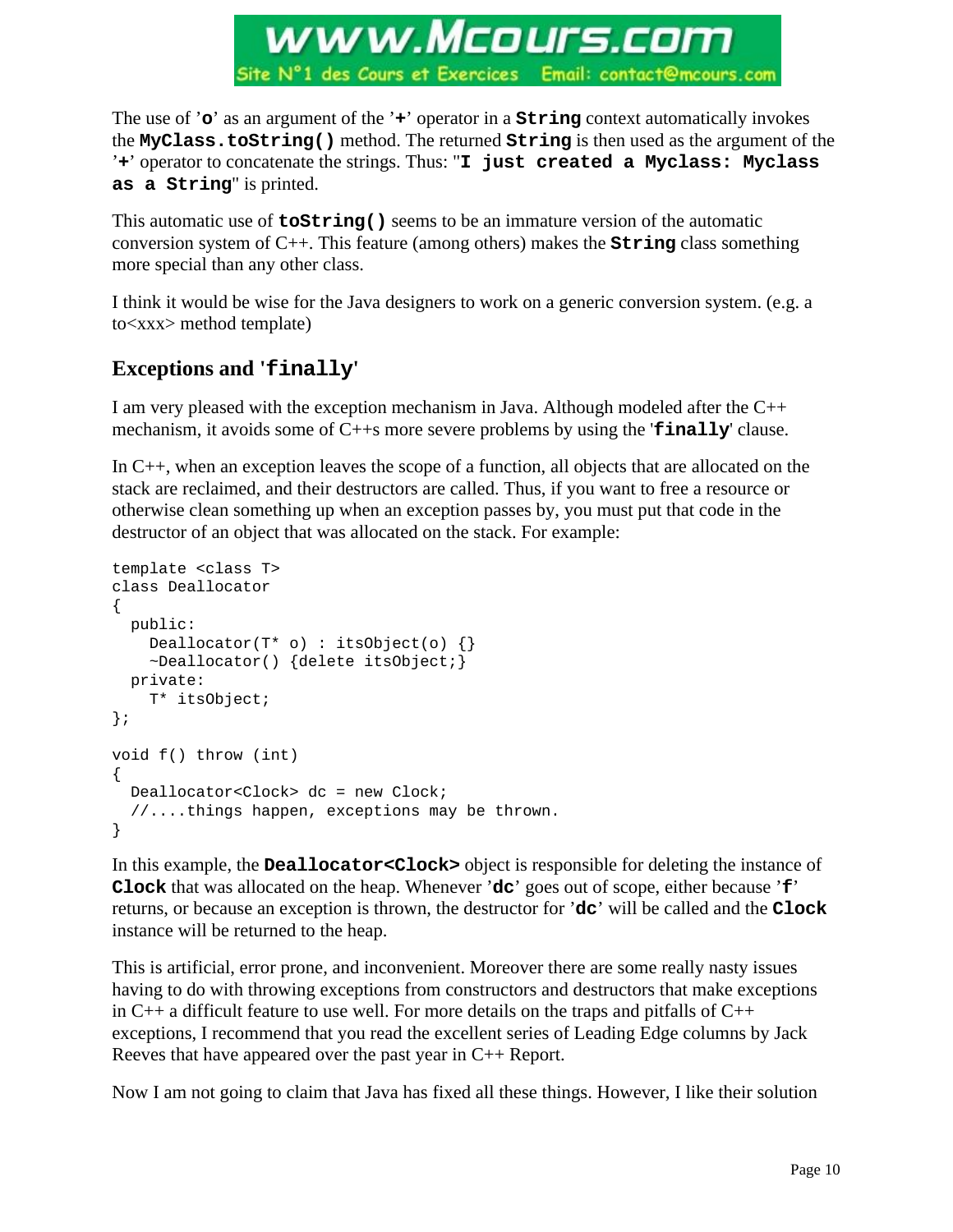The use of '**o**' as an argument of the '**+**' operator in a **String** context automatically invokes the **MyClass.toString()** method. The returned **String** is then used as the argument of the '**+**' operator to concatenate the strings. Thus: "**I just created a Myclass: Myclass as a String**" is printed.

This automatic use of **toString()** seems to be an immature version of the automatic conversion system of C++. This feature (among others) makes the **String** class something more special than any other class.

I think it would be wise for the Java designers to work on a generic conversion system. (e.g. a to<xxx> method template)

## Exceptions and '**finally**'

I am very pleased with the exception mechanism in Java. Although modeled after the C++ mechanism, it avoids some of C++s more severe problems by using the '**finally**' clause.

In C++, when an exception leaves the scope of a function, all objects that are allocated on the stack are reclaimed, and their destructors are called. Thus, if you want to free a resource or otherwise clean something up when an exception passes by, you must put that code in the destructor of an object that was allocated on the stack. For example:

```
template <class T>
class Deallocator
{
  public:
    Deallocator(T* o) : itsObject(o) {}
    ~Deallocator() {delete itsObject;}
  private:
    T* itsObject;
};

void f() throw (int)
{
  Deallocator<Clock> dc = new Clock;
  //....things happen, exceptions may be thrown.
}
```

In this example, the **Deallocator<Clock>** object is responsible for deleting the instance of **Clock** that was allocated on the heap. Whenever '**dc**' goes out of scope, either because '**f**' returns, or because an exception is thrown, the destructor for '**dc**' will be called and the **Clock** instance will be returned to the heap.

This is artificial, error prone, and inconvenient. Moreover there are some really nasty issues having to do with throwing exceptions from constructors and destructors that make exceptions in C++ a difficult feature to use well. For more details on the traps and pitfalls of C++ exceptions, I recommend that you read the excellent series of Leading Edge columns by Jack Reeves that have appeared over the past year in C++ Report.

Now I am not going to claim that Java has fixed all these things. However, I like their solution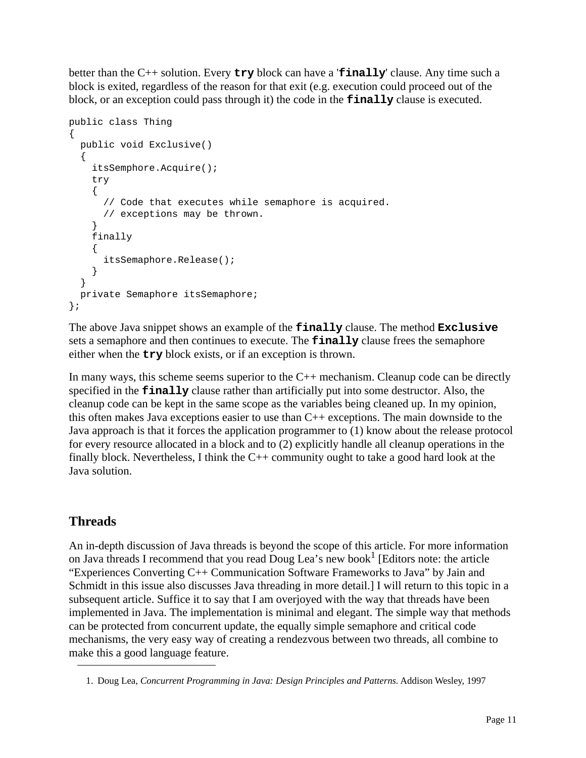better than the C++ solution. Every **`try`** block can have a '**`finally`**' clause. Any time such a block is exited, regardless of the reason for that exit (e.g. execution could proceed out of the block, or an exception could pass through it) the code in the **`finally`** clause is executed.

```
public class Thing
{
  public void Exclusive()
  {
    itsSemphore.Acquire();
    try
    {
      // Code that executes while semaphore is acquired.
      // exceptions may be thrown.
    }
    finally
    {
      itsSemaphore.Release();
    }
  }
  private Semaphore itsSemaphore;
};
```

The above Java snippet shows an example of the **`finally`** clause. The method **`Exclusive`** sets a semaphore and then continues to execute. The **`finally`** clause frees the semaphore either when the **`try`** block exists, or if an exception is thrown.

In many ways, this scheme seems superior to the C++ mechanism. Cleanup code can be directly specified in the **`finally`** clause rather than artificially put into some destructor. Also, the cleanup code can be kept in the same scope as the variables being cleaned up. In my opinion, this often makes Java exceptions easier to use than C++ exceptions. The main downside to the Java approach is that it forces the application programmer to (1) know about the release protocol for every resource allocated in a block and to (2) explicitly handle all cleanup operations in the finally block. Nevertheless, I think the C++ community ought to take a good hard look at the Java solution.

## Threads

An in-depth discussion of Java threads is beyond the scope of this article. For more information on Java threads I recommend that you read Doug Lea's new book[1] [Editors note: the article "Experiences Converting C++ Communication Software Frameworks to Java" by Jain and Schmidt in this issue also discusses Java threading in more detail.] I will return to this topic in a subsequent article. Suffice it to say that I am overjoyed with the way that threads have been implemented in Java. The implementation is minimal and elegant. The simple way that methods can be protected from concurrent update, the equally simple semaphore and critical code mechanisms, the very easy way of creating a rendezvous between two threads, all combine to make this a good language feature.

---

1. Doug Lea, *Concurrent Programming in Java: Design Principles and Patterns*. Addison Wesley, 1997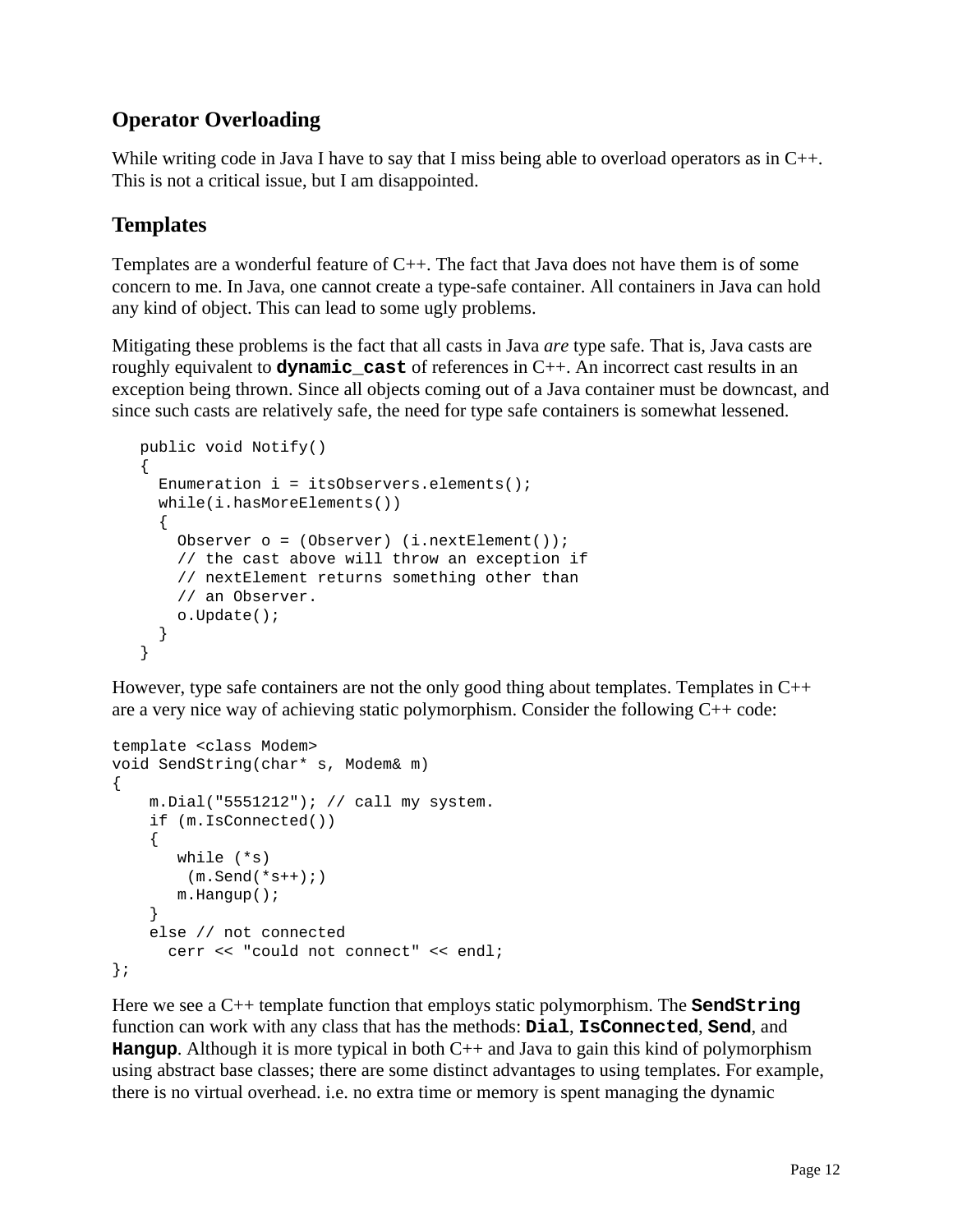## Operator Overloading

While writing code in Java I have to say that I miss being able to overload operators as in C++. This is not a critical issue, but I am disappointed.

## Templates

Templates are a wonderful feature of C++. The fact that Java does not have them is of some concern to me. In Java, one cannot create a type-safe container. All containers in Java can hold any kind of object. This can lead to some ugly problems.

Mitigating these problems is the fact that all casts in Java *are* type safe. That is, Java casts are roughly equivalent to **`dynamic_cast`** of references in C++. An incorrect cast results in an exception being thrown. Since all objects coming out of a Java container must be downcast, and since such casts are relatively safe, the need for type safe containers is somewhat lessened.

```
public void Notify()
{
  Enumeration i = itsObservers.elements();
  while(i.hasMoreElements())
  {
    Observer o = (Observer) (i.nextElement());
    // the cast above will throw an exception if
    // nextElement returns something other than
    // an Observer.
    o.Update();
  }
}
```

However, type safe containers are not the only good thing about templates. Templates in C++ are a very nice way of achieving static polymorphism. Consider the following C++ code:

```
template <class Modem>
void SendString(char* s, Modem& m)
{
     m.Dial("5551212"); // call my system.
     if (m.IsConnected())
     {
        while (*s)
         (m.Send(*s++);)
        m.Hangup();
     }
     else // not connected
       cerr << "could not connect" << endl;
};
```

Here we see a C++ template function that employs static polymorphism. The **`SendString`** function can work with any class that has the methods: **`Dial`**, **`IsConnected`**, **`Send`**, and **`Hangup`**. Although it is more typical in both C++ and Java to gain this kind of polymorphism using abstract base classes; there are some distinct advantages to using templates. For example, there is no virtual overhead. i.e. no extra time or memory is spent managing the dynamic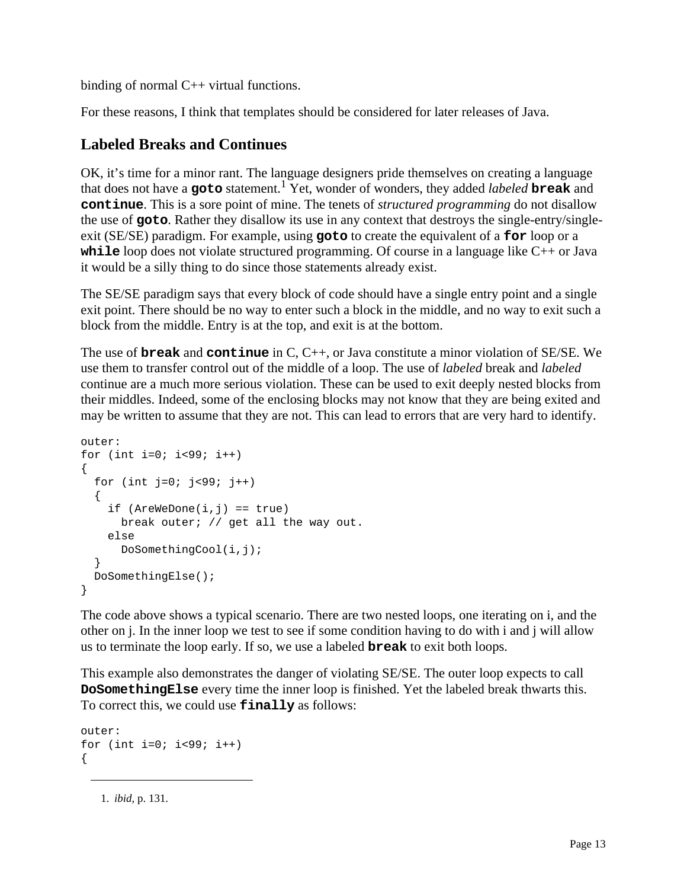binding of normal C++ virtual functions.

For these reasons, I think that templates should be considered for later releases of Java.

## Labeled Breaks and Continues

OK, it's time for a minor rant. The language designers pride themselves on creating a language that does not have a **goto** statement.[1] Yet, wonder of wonders, they added *labeled* **break** and **continue**. This is a sore point of mine. The tenets of *structured programming* do not disallow the use of **goto**. Rather they disallow its use in any context that destroys the single-entry/single-exit (SE/SE) paradigm. For example, using **goto** to create the equivalent of a **for** loop or a **while** loop does not violate structured programming. Of course in a language like C++ or Java it would be a silly thing to do since those statements already exist.

The SE/SE paradigm says that every block of code should have a single entry point and a single exit point. There should be no way to enter such a block in the middle, and no way to exit such a block from the middle. Entry is at the top, and exit is at the bottom.

The use of **break** and **continue** in C, C++, or Java constitute a minor violation of SE/SE. We use them to transfer control out of the middle of a loop. The use of *labeled* break and *labeled* continue are a much more serious violation. These can be used to exit deeply nested blocks from their middles. Indeed, some of the enclosing blocks may not know that they are being exited and may be written to assume that they are not. This can lead to errors that are very hard to identify.

```
outer:
for (int i=0; i<99; i++)
{
  for (int j=0; j<99; j++)
  {
    if (AreWeDone(i,j) == true)
      break outer; // get all the way out.
    else
      DoSomethingCool(i,j);
  }
  DoSomethingElse();
}
```

The code above shows a typical scenario. There are two nested loops, one iterating on i, and the other on j. In the inner loop we test to see if some condition having to do with i and j will allow us to terminate the loop early. If so, we use a labeled **break** to exit both loops.

This example also demonstrates the danger of violating SE/SE. The outer loop expects to call **DoSomethingElse** every time the inner loop is finished. Yet the labeled break thwarts this. To correct this, we could use **finally** as follows:

```
outer:
for (int i=0; i<99; i++)
{
```

1. *ibid*, p. 131.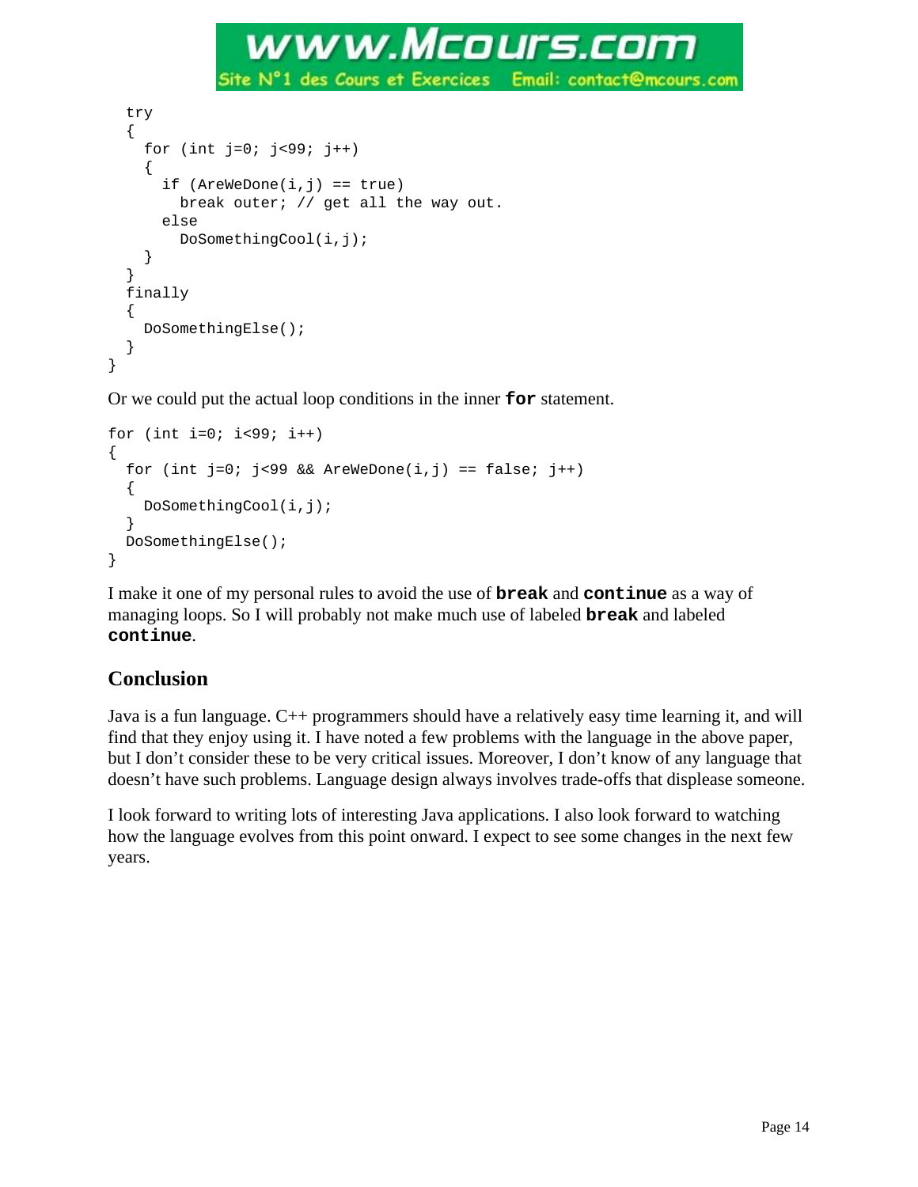```
  try
  {
    for (int j=0; j<99; j++)
    {
      if (AreWeDone(i,j) == true)
        break outer; // get all the way out.
      else
        DoSomethingCool(i,j);
    }
  }
  finally
  {
    DoSomethingElse();
  }
}
```

Or we could put the actual loop conditions in the inner **`for`** statement.

```
for (int i=0; i<99; i++)
{
  for (int j=0; j<99 && AreWeDone(i,j) == false; j++)
  {
    DoSomethingCool(i,j);
  }
  DoSomethingElse();
}
```

I make it one of my personal rules to avoid the use of **`break`** and **`continue`** as a way of managing loops. So I will probably not make much use of labeled **`break`** and labeled **`continue`**.

## Conclusion

Java is a fun language. C++ programmers should have a relatively easy time learning it, and will find that they enjoy using it. I have noted a few problems with the language in the above paper, but I don't consider these to be very critical issues. Moreover, I don't know of any language that doesn't have such problems. Language design always involves trade-offs that displease someone.

I look forward to writing lots of interesting Java applications. I also look forward to watching how the language evolves from this point onward. I expect to see some changes in the next few years.